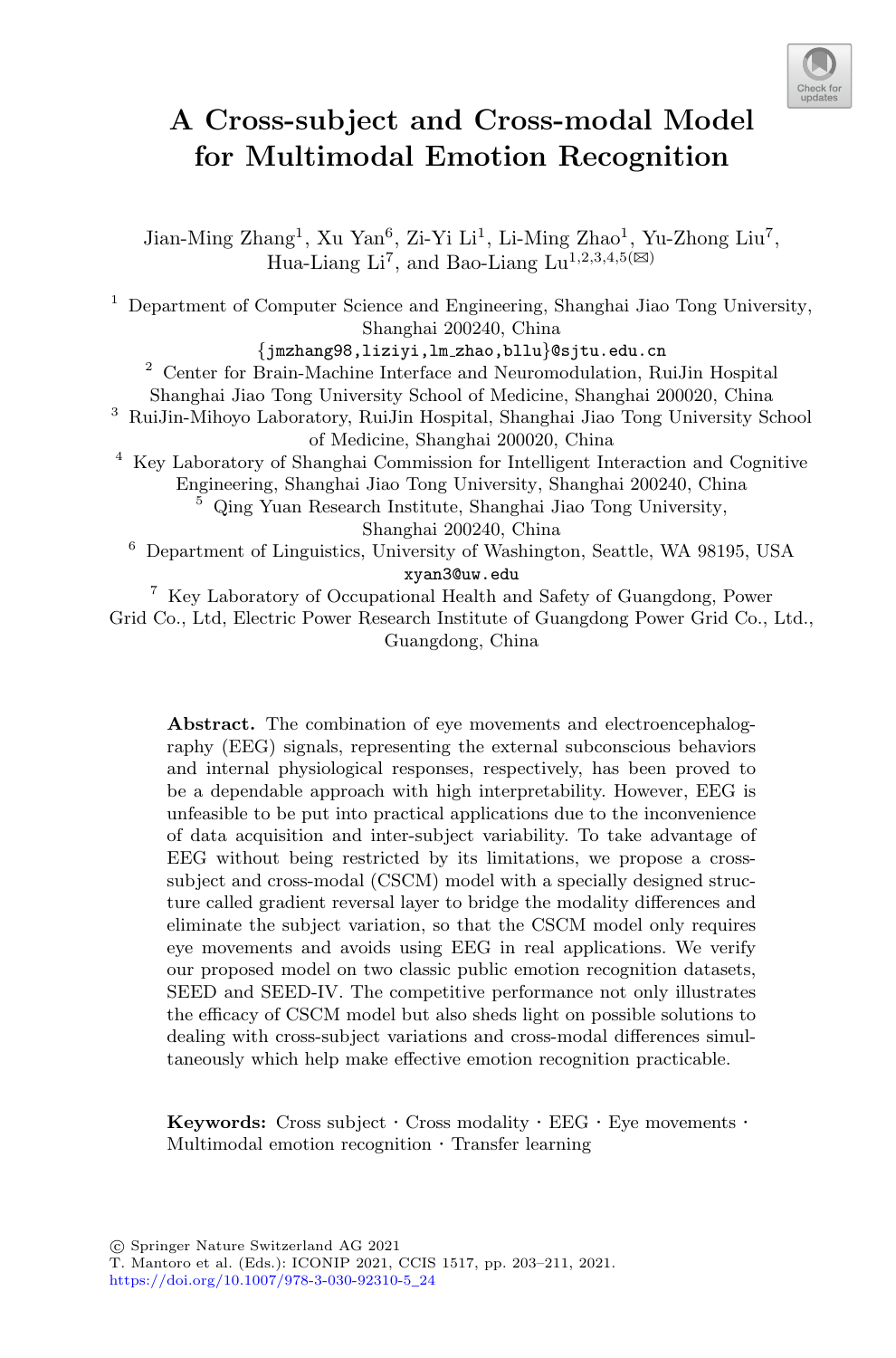# A Cross-subject and Cross-modal Model for Multimodal Emotion Recognition

Jian-Ming Zhang[1], Xu Yan[6], Zi-Yi Li[1], Li-Ming Zhao[1], Yu-Zhong Liu[7], Hua-Liang Li[7], and Bao-Liang Lu[1,2,3,4,5](✉)

[1] Department of Computer Science and Engineering, Shanghai Jiao Tong University, Shanghai 200240, China
{jmzhang98,liziyi,lm_zhao,bllu}@sjtu.edu.cn

[2] Center for Brain-Machine Interface and Neuromodulation, RuiJin Hospital Shanghai Jiao Tong University School of Medicine, Shanghai 200020, China

[3] RuiJin-Mihoyo Laboratory, RuiJin Hospital, Shanghai Jiao Tong University School of Medicine, Shanghai 200020, China

[4] Key Laboratory of Shanghai Commission for Intelligent Interaction and Cognitive Engineering, Shanghai Jiao Tong University, Shanghai 200240, China

[5] Qing Yuan Research Institute, Shanghai Jiao Tong University, Shanghai 200240, China

[6] Department of Linguistics, University of Washington, Seattle, WA 98195, USA
xyan3@uw.edu

[7] Key Laboratory of Occupational Health and Safety of Guangdong, Power Grid Co., Ltd, Electric Power Research Institute of Guangdong Power Grid Co., Ltd., Guangdong, China

**Abstract.** The combination of eye movements and electroencephalography (EEG) signals, representing the external subconscious behaviors and internal physiological responses, respectively, has been proved to be a dependable approach with high interpretability. However, EEG is unfeasible to be put into practical applications due to the inconvenience of data acquisition and inter-subject variability. To take advantage of EEG without being restricted by its limitations, we propose a cross-subject and cross-modal (CSCM) model with a specially designed structure called gradient reversal layer to bridge the modality differences and eliminate the subject variation, so that the CSCM model only requires eye movements and avoids using EEG in real applications. We verify our proposed model on two classic public emotion recognition datasets, SEED and SEED-IV. The competitive performance not only illustrates the efficacy of CSCM model but also sheds light on possible solutions to dealing with cross-subject variations and cross-modal differences simultaneously which help make effective emotion recognition practicable.

**Keywords:** Cross subject · Cross modality · EEG · Eye movements · Multimodal emotion recognition · Transfer learning

© Springer Nature Switzerland AG 2021
T. Mantoro et al. (Eds.): ICONIP 2021, CCIS 1517, pp. 203–211, 2021.
https://doi.org/10.1007/978-3-030-92310-5_24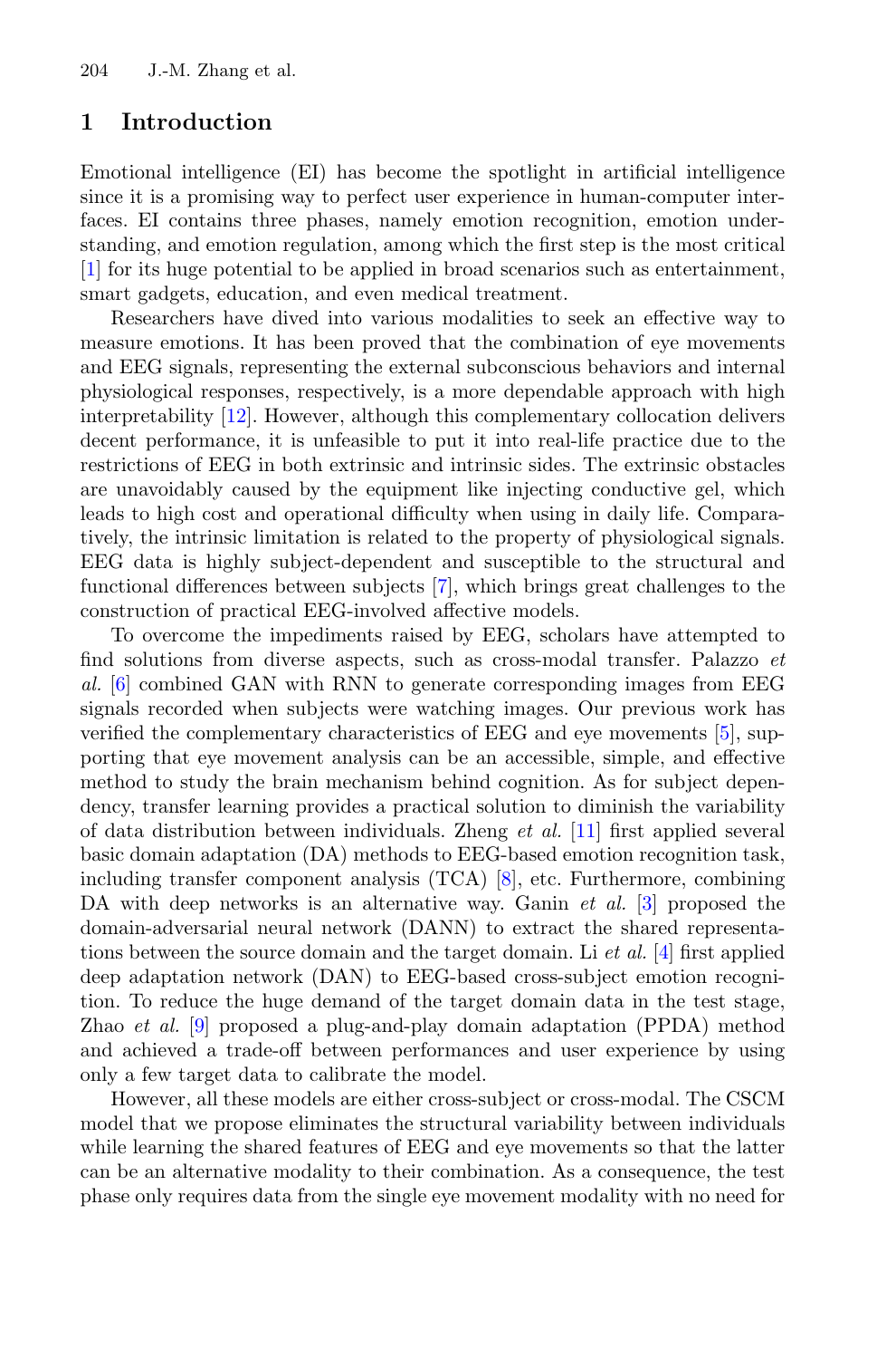## 1 Introduction

Emotional intelligence (EI) has become the spotlight in artificial intelligence since it is a promising way to perfect user experience in human-computer interfaces. EI contains three phases, namely emotion recognition, emotion understanding, and emotion regulation, among which the first step is the most critical [1] for its huge potential to be applied in broad scenarios such as entertainment, smart gadgets, education, and even medical treatment.

Researchers have dived into various modalities to seek an effective way to measure emotions. It has been proved that the combination of eye movements and EEG signals, representing the external subconscious behaviors and internal physiological responses, respectively, is a more dependable approach with high interpretability [12]. However, although this complementary collocation delivers decent performance, it is unfeasible to put it into real-life practice due to the restrictions of EEG in both extrinsic and intrinsic sides. The extrinsic obstacles are unavoidably caused by the equipment like injecting conductive gel, which leads to high cost and operational difficulty when using in daily life. Comparatively, the intrinsic limitation is related to the property of physiological signals. EEG data is highly subject-dependent and susceptible to the structural and functional differences between subjects [7], which brings great challenges to the construction of practical EEG-involved affective models.

To overcome the impediments raised by EEG, scholars have attempted to find solutions from diverse aspects, such as cross-modal transfer. Palazzo *et al.* [6] combined GAN with RNN to generate corresponding images from EEG signals recorded when subjects were watching images. Our previous work has verified the complementary characteristics of EEG and eye movements [5], supporting that eye movement analysis can be an accessible, simple, and effective method to study the brain mechanism behind cognition. As for subject dependency, transfer learning provides a practical solution to diminish the variability of data distribution between individuals. Zheng *et al.* [11] first applied several basic domain adaptation (DA) methods to EEG-based emotion recognition task, including transfer component analysis (TCA) [8], etc. Furthermore, combining DA with deep networks is an alternative way. Ganin *et al.* [3] proposed the domain-adversarial neural network (DANN) to extract the shared representations between the source domain and the target domain. Li *et al.* [4] first applied deep adaptation network (DAN) to EEG-based cross-subject emotion recognition. To reduce the huge demand of the target domain data in the test stage, Zhao *et al.* [9] proposed a plug-and-play domain adaptation (PPDA) method and achieved a trade-off between performances and user experience by using only a few target data to calibrate the model.

However, all these models are either cross-subject or cross-modal. The CSCM model that we propose eliminates the structural variability between individuals while learning the shared features of EEG and eye movements so that the latter can be an alternative modality to their combination. As a consequence, the test phase only requires data from the single eye movement modality with no need for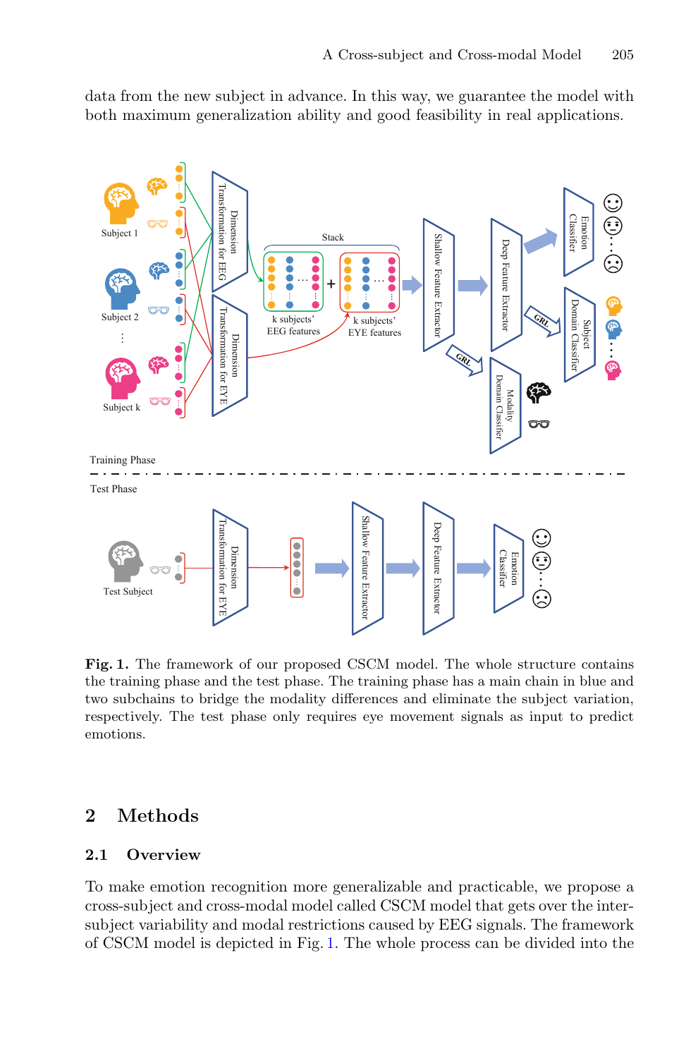data from the new subject in advance. In this way, we guarantee the model with both maximum generalization ability and good feasibility in real applications.

**Fig. 1.** The framework of our proposed CSCM model. The whole structure contains the training phase and the test phase. The training phase has a main chain in blue and two subchains to bridge the modality differences and eliminate the subject variation, respectively. The test phase only requires eye movement signals as input to predict emotions.

## 2 Methods

### 2.1 Overview

To make emotion recognition more generalizable and practicable, we propose a cross-subject and cross-modal model called CSCM model that gets over the inter-subject variability and modal restrictions caused by EEG signals. The framework of CSCM model is depicted in Fig. 1. The whole process can be divided into the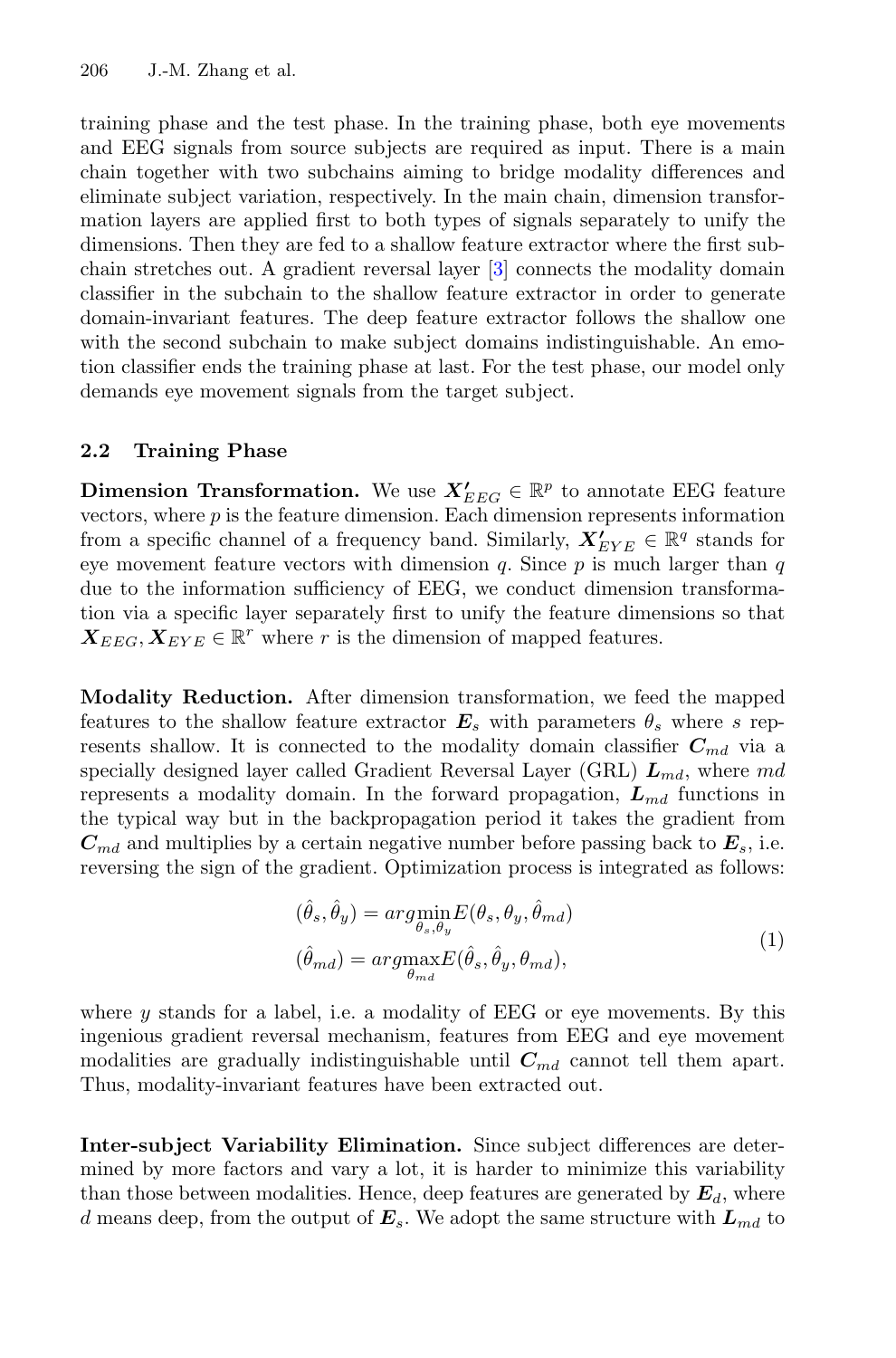training phase and the test phase. In the training phase, both eye movements and EEG signals from source subjects are required as input. There is a main chain together with two subchains aiming to bridge modality differences and eliminate subject variation, respectively. In the main chain, dimension transformation layers are applied first to both types of signals separately to unify the dimensions. Then they are fed to a shallow feature extractor where the first subchain stretches out. A gradient reversal layer [3] connects the modality domain classifier in the subchain to the shallow feature extractor in order to generate domain-invariant features. The deep feature extractor follows the shallow one with the second subchain to make subject domains indistinguishable. An emotion classifier ends the training phase at last. For the test phase, our model only demands eye movement signals from the target subject.

### 2.2 Training Phase

**Dimension Transformation.** We use $\boldsymbol{X'_{EEG}} \in \mathbb{R}^p$ to annotate EEG feature vectors, where $p$ is the feature dimension. Each dimension represents information from a specific channel of a frequency band. Similarly, $\boldsymbol{X'_{EYE}} \in \mathbb{R}^q$ stands for eye movement feature vectors with dimension $q$. Since $p$ is much larger than $q$ due to the information sufficiency of EEG, we conduct dimension transformation via a specific layer separately first to unify the feature dimensions so that $\boldsymbol{X}_{EEG}, \boldsymbol{X}_{EYE} \in \mathbb{R}^r$ where $r$ is the dimension of mapped features.

**Modality Reduction.** After dimension transformation, we feed the mapped features to the shallow feature extractor $\boldsymbol{E}_s$ with parameters $\theta_s$ where $s$ represents shallow. It is connected to the modality domain classifier $\boldsymbol{C}_{md}$ via a specially designed layer called Gradient Reversal Layer (GRL) $\boldsymbol{L}_{md}$, where $md$ represents a modality domain. In the forward propagation, $\boldsymbol{L}_{md}$ functions in the typical way but in the backpropagation period it takes the gradient from $\boldsymbol{C}_{md}$ and multiplies by a certain negative number before passing back to $\boldsymbol{E}_s$, i.e. reversing the sign of the gradient. Optimization process is integrated as follows:

$$
\begin{aligned}
(\hat{\theta}_s, \hat{\theta}_y) &= arg\min_{\theta_s, \theta_y} E(\theta_s, \theta_y, \hat{\theta}_{md}) \\
(\hat{\theta}_{md}) &= arg\max_{\theta_{md}} E(\hat{\theta}_s, \hat{\theta}_y, \theta_{md}),
\end{aligned}
\tag{1}
$$

where $y$ stands for a label, i.e. a modality of EEG or eye movements. By this ingenious gradient reversal mechanism, features from EEG and eye movement modalities are gradually indistinguishable until $\boldsymbol{C}_{md}$ cannot tell them apart. Thus, modality-invariant features have been extracted out.

**Inter-subject Variability Elimination.** Since subject differences are determined by more factors and vary a lot, it is harder to minimize this variability than those between modalities. Hence, deep features are generated by $\boldsymbol{E}_d$, where $d$ means deep, from the output of $\boldsymbol{E}_s$. We adopt the same structure with $\boldsymbol{L}_{md}$ to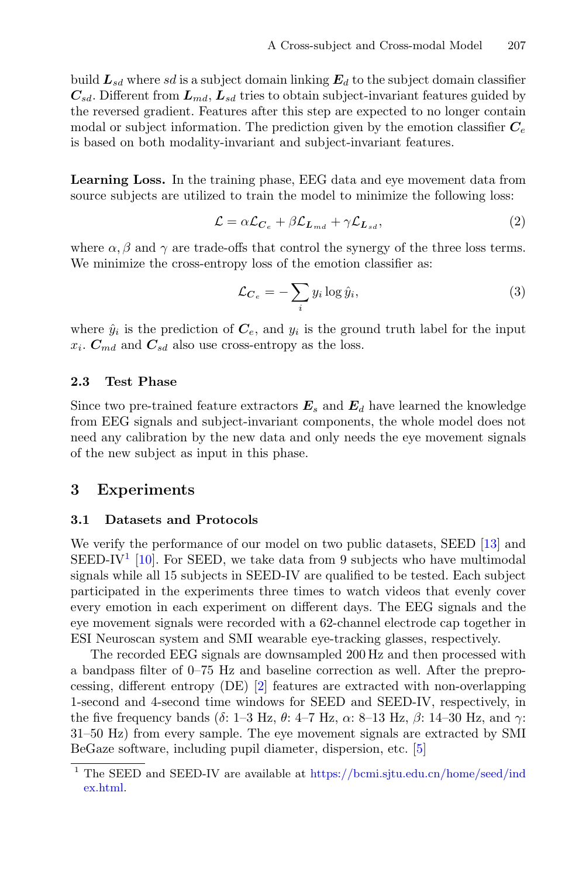build $\boldsymbol{L}_{sd}$ where $sd$ is a subject domain linking $\boldsymbol{E}_d$ to the subject domain classifier $\boldsymbol{C}_{sd}$. Different from $\boldsymbol{L}_{md}$, $\boldsymbol{L}_{sd}$ tries to obtain subject-invariant features guided by the reversed gradient. Features after this step are expected to no longer contain modal or subject information. The prediction given by the emotion classifier $\boldsymbol{C}_e$ is based on both modality-invariant and subject-invariant features.

**Learning Loss.** In the training phase, EEG data and eye movement data from source subjects are utilized to train the model to minimize the following loss:

$$\mathcal{L} = \alpha \mathcal{L}_{\boldsymbol{C}_e} + \beta \mathcal{L}_{\boldsymbol{L}_{md}} + \gamma \mathcal{L}_{\boldsymbol{L}_{sd}}, \tag{2}$$

where $\alpha, \beta$ and $\gamma$ are trade-offs that control the synergy of the three loss terms. We minimize the cross-entropy loss of the emotion classifier as:

$$\mathcal{L}_{\boldsymbol{C}_e} = -\sum_i y_i \log \hat{y}_i, \tag{3}$$

where $\hat{y}_i$ is the prediction of $\boldsymbol{C}_e$, and $y_i$ is the ground truth label for the input $x_i$. $\boldsymbol{C}_{md}$ and $\boldsymbol{C}_{sd}$ also use cross-entropy as the loss.

### 2.3 Test Phase

Since two pre-trained feature extractors $\boldsymbol{E}_s$ and $\boldsymbol{E}_d$ have learned the knowledge from EEG signals and subject-invariant components, the whole model does not need any calibration by the new data and only needs the eye movement signals of the new subject as input in this phase.

## 3 Experiments

### 3.1 Datasets and Protocols

We verify the performance of our model on two public datasets, SEED [13] and SEED-IV[1] [10]. For SEED, we take data from 9 subjects who have multimodal signals while all 15 subjects in SEED-IV are qualified to be tested. Each subject participated in the experiments three times to watch videos that evenly cover every emotion in each experiment on different days. The EEG signals and the eye movement signals were recorded with a 62-channel electrode cap together in ESI Neuroscan system and SMI wearable eye-tracking glasses, respectively.

The recorded EEG signals are downsampled 200 Hz and then processed with a bandpass filter of 0–75 Hz and baseline correction as well. After the preprocessing, different entropy (DE) [2] features are extracted with non-overlapping 1-second and 4-second time windows for SEED and SEED-IV, respectively, in the five frequency bands ($\delta$: 1–3 Hz, $\theta$: 4–7 Hz, $\alpha$: 8–13 Hz, $\beta$: 14–30 Hz, and $\gamma$: 31–50 Hz) from every sample. The eye movement signals are extracted by SMI BeGaze software, including pupil diameter, dispersion, etc. [5]

[1] The SEED and SEED-IV are available at https://bcmi.sjtu.edu.cn/home/seed/index.html.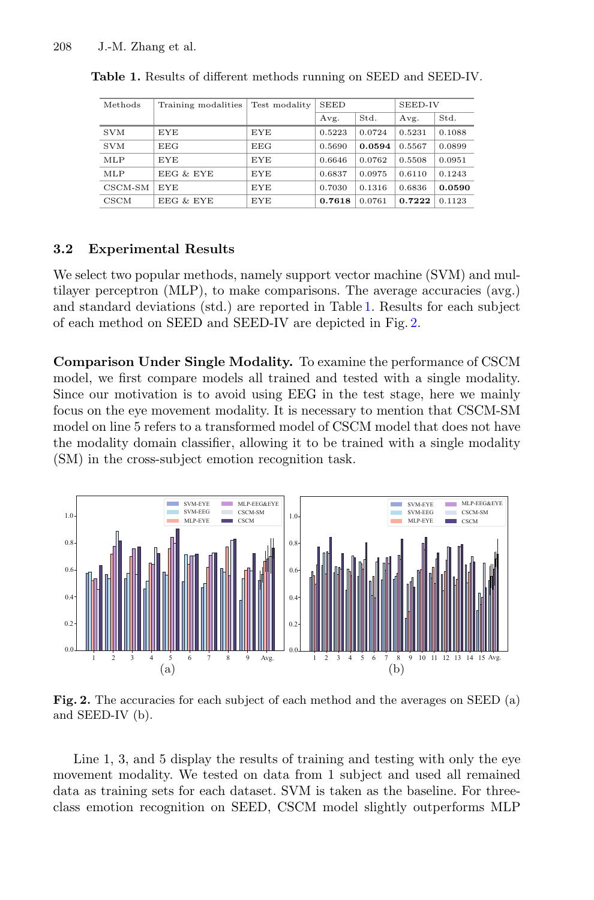**Table 1.** Results of different methods running on SEED and SEED-IV.

| Methods | Training modalities | Test modality | SEED | | SEED-IV | |
|---|---|---|---|---|---|---|
| | | | Avg. | Std. | Avg. | Std. |
| SVM | EYE | EYE | 0.5223 | 0.0724 | 0.5231 | 0.1088 |
| SVM | EEG | EEG | 0.5690 | **0.0594** | 0.5567 | 0.0899 |
| MLP | EYE | EYE | 0.6646 | 0.0762 | 0.5508 | 0.0951 |
| MLP | EEG & EYE | EYE | 0.6837 | 0.0975 | 0.6110 | 0.1243 |
| CSCM-SM | EYE | EYE | 0.7030 | 0.1316 | 0.6836 | **0.0590** |
| CSCM | EEG & EYE | EYE | **0.7618** | 0.0761 | **0.7222** | 0.1123 |

### 3.2 Experimental Results

We select two popular methods, namely support vector machine (SVM) and multilayer perceptron (MLP), to make comparisons. The average accuracies (avg.) and standard deviations (std.) are reported in Table 1. Results for each subject of each method on SEED and SEED-IV are depicted in Fig. 2.

**Comparison Under Single Modality.** To examine the performance of CSCM model, we first compare models all trained and tested with a single modality. Since our motivation is to avoid using EEG in the test stage, here we mainly focus on the eye movement modality. It is necessary to mention that CSCM-SM model on line 5 refers to a transformed model of CSCM model that does not have the modality domain classifier, allowing it to be trained with a single modality (SM) in the cross-subject emotion recognition task.

**Fig. 2.** The accuracies for each subject of each method and the averages on SEED (a) and SEED-IV (b).

Line 1, 3, and 5 display the results of training and testing with only the eye movement modality. We tested on data from 1 subject and used all remained data as training sets for each dataset. SVM is taken as the baseline. For three-class emotion recognition on SEED, CSCM model slightly outperforms MLP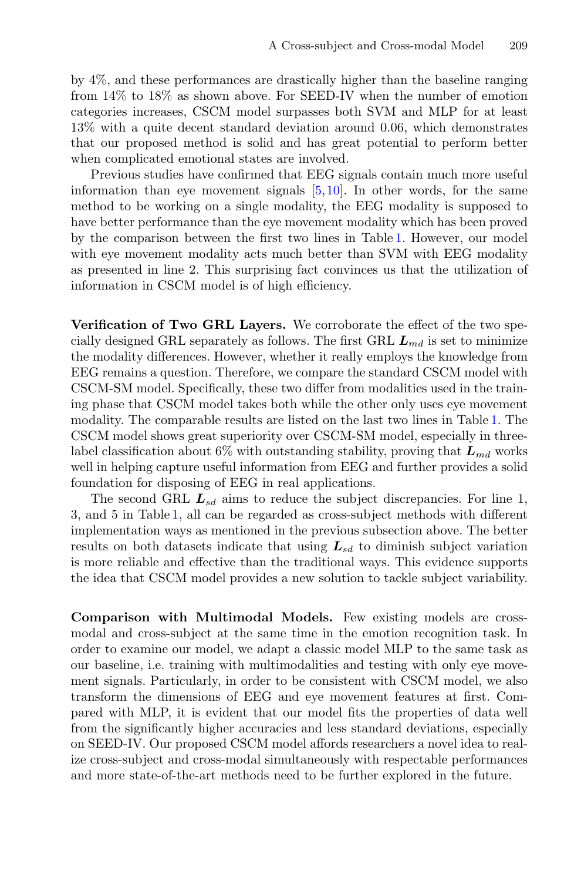by 4%, and these performances are drastically higher than the baseline ranging from 14% to 18% as shown above. For SEED-IV when the number of emotion categories increases, CSCM model surpasses both SVM and MLP for at least 13% with a quite decent standard deviation around 0.06, which demonstrates that our proposed method is solid and has great potential to perform better when complicated emotional states are involved.

Previous studies have confirmed that EEG signals contain much more useful information than eye movement signals [5,10]. In other words, for the same method to be working on a single modality, the EEG modality is supposed to have better performance than the eye movement modality which has been proved by the comparison between the first two lines in Table 1. However, our model with eye movement modality acts much better than SVM with EEG modality as presented in line 2. This surprising fact convinces us that the utilization of information in CSCM model is of high efficiency.

**Verification of Two GRL Layers.** We corroborate the effect of the two specially designed GRL separately as follows. The first GRL $\boldsymbol{L}_{md}$ is set to minimize the modality differences. However, whether it really employs the knowledge from EEG remains a question. Therefore, we compare the standard CSCM model with CSCM-SM model. Specifically, these two differ from modalities used in the training phase that CSCM model takes both while the other only uses eye movement modality. The comparable results are listed on the last two lines in Table 1. The CSCM model shows great superiority over CSCM-SM model, especially in three-label classification about 6% with outstanding stability, proving that $\boldsymbol{L}_{md}$ works well in helping capture useful information from EEG and further provides a solid foundation for disposing of EEG in real applications.

The second GRL $\boldsymbol{L}_{sd}$ aims to reduce the subject discrepancies. For line 1, 3, and 5 in Table 1, all can be regarded as cross-subject methods with different implementation ways as mentioned in the previous subsection above. The better results on both datasets indicate that using $\boldsymbol{L}_{sd}$ to diminish subject variation is more reliable and effective than the traditional ways. This evidence supports the idea that CSCM model provides a new solution to tackle subject variability.

**Comparison with Multimodal Models.** Few existing models are cross-modal and cross-subject at the same time in the emotion recognition task. In order to examine our model, we adapt a classic model MLP to the same task as our baseline, i.e. training with multimodalities and testing with only eye movement signals. Particularly, in order to be consistent with CSCM model, we also transform the dimensions of EEG and eye movement features at first. Compared with MLP, it is evident that our model fits the properties of data well from the significantly higher accuracies and less standard deviations, especially on SEED-IV. Our proposed CSCM model affords researchers a novel idea to realize cross-subject and cross-modal simultaneously with respectable performances and more state-of-the-art methods need to be further explored in the future.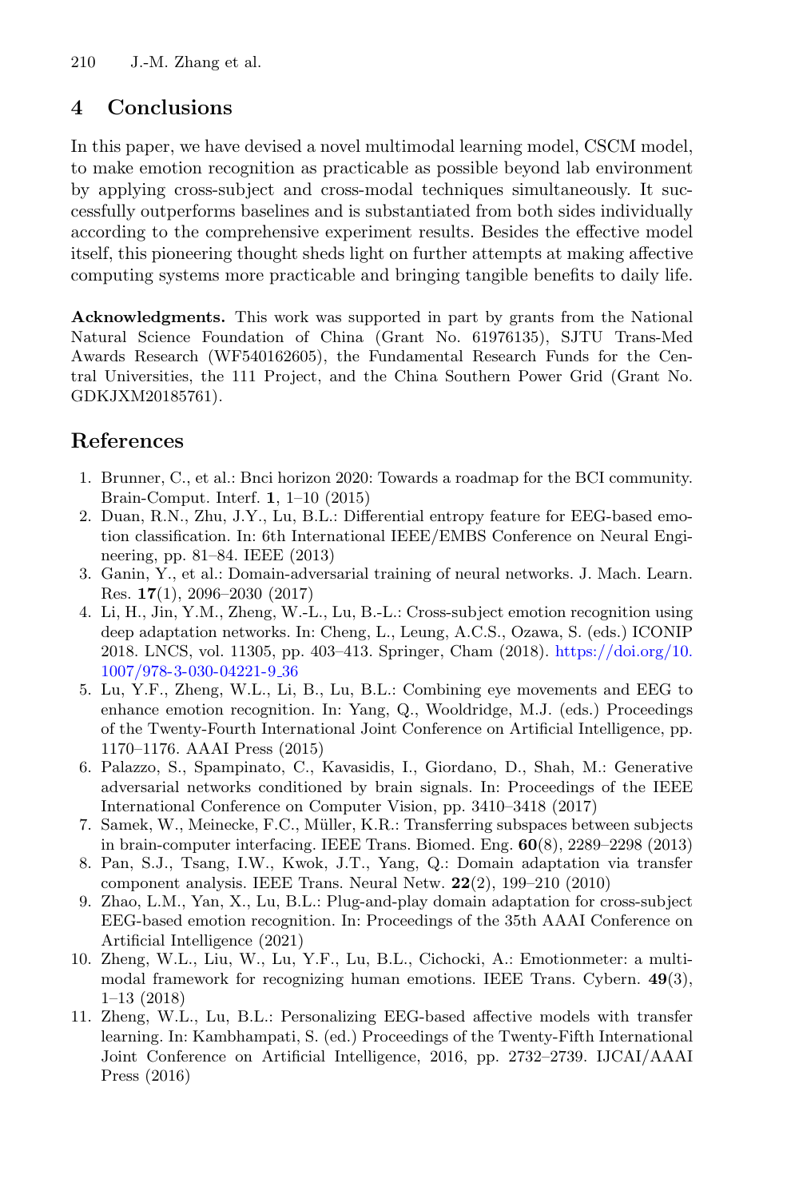## 4 Conclusions

In this paper, we have devised a novel multimodal learning model, CSCM model, to make emotion recognition as practicable as possible beyond lab environment by applying cross-subject and cross-modal techniques simultaneously. It successfully outperforms baselines and is substantiated from both sides individually according to the comprehensive experiment results. Besides the effective model itself, this pioneering thought sheds light on further attempts at making affective computing systems more practicable and bringing tangible benefits to daily life.

**Acknowledgments.** This work was supported in part by grants from the National Natural Science Foundation of China (Grant No. 61976135), SJTU Trans-Med Awards Research (WF540162605), the Fundamental Research Funds for the Central Universities, the 111 Project, and the China Southern Power Grid (Grant No. GDKJXM20185761).

## References

1. Brunner, C., et al.: Bnci horizon 2020: Towards a roadmap for the BCI community. Brain-Comput. Interf. **1**, 1–10 (2015)
2. Duan, R.N., Zhu, J.Y., Lu, B.L.: Differential entropy feature for EEG-based emotion classification. In: 6th International IEEE/EMBS Conference on Neural Engineering, pp. 81–84. IEEE (2013)
3. Ganin, Y., et al.: Domain-adversarial training of neural networks. J. Mach. Learn. Res. **17**(1), 2096–2030 (2017)
4. Li, H., Jin, Y.M., Zheng, W.-L., Lu, B.-L.: Cross-subject emotion recognition using deep adaptation networks. In: Cheng, L., Leung, A.C.S., Ozawa, S. (eds.) ICONIP 2018. LNCS, vol. 11305, pp. 403–413. Springer, Cham (2018). https://doi.org/10.1007/978-3-030-04221-9_36
5. Lu, Y.F., Zheng, W.L., Li, B., Lu, B.L.: Combining eye movements and EEG to enhance emotion recognition. In: Yang, Q., Wooldridge, M.J. (eds.) Proceedings of the Twenty-Fourth International Joint Conference on Artificial Intelligence, pp. 1170–1176. AAAI Press (2015)
6. Palazzo, S., Spampinato, C., Kavasidis, I., Giordano, D., Shah, M.: Generative adversarial networks conditioned by brain signals. In: Proceedings of the IEEE International Conference on Computer Vision, pp. 3410–3418 (2017)
7. Samek, W., Meinecke, F.C., Müller, K.R.: Transferring subspaces between subjects in brain-computer interfacing. IEEE Trans. Biomed. Eng. **60**(8), 2289–2298 (2013)
8. Pan, S.J., Tsang, I.W., Kwok, J.T., Yang, Q.: Domain adaptation via transfer component analysis. IEEE Trans. Neural Netw. **22**(2), 199–210 (2010)
9. Zhao, L.M., Yan, X., Lu, B.L.: Plug-and-play domain adaptation for cross-subject EEG-based emotion recognition. In: Proceedings of the 35th AAAI Conference on Artificial Intelligence (2021)
10. Zheng, W.L., Liu, W., Lu, Y.F., Lu, B.L., Cichocki, A.: Emotionmeter: a multimodal framework for recognizing human emotions. IEEE Trans. Cybern. **49**(3), 1–13 (2018)
11. Zheng, W.L., Lu, B.L.: Personalizing EEG-based affective models with transfer learning. In: Kambhampati, S. (ed.) Proceedings of the Twenty-Fifth International Joint Conference on Artificial Intelligence, 2016, pp. 2732–2739. IJCAI/AAAI Press (2016)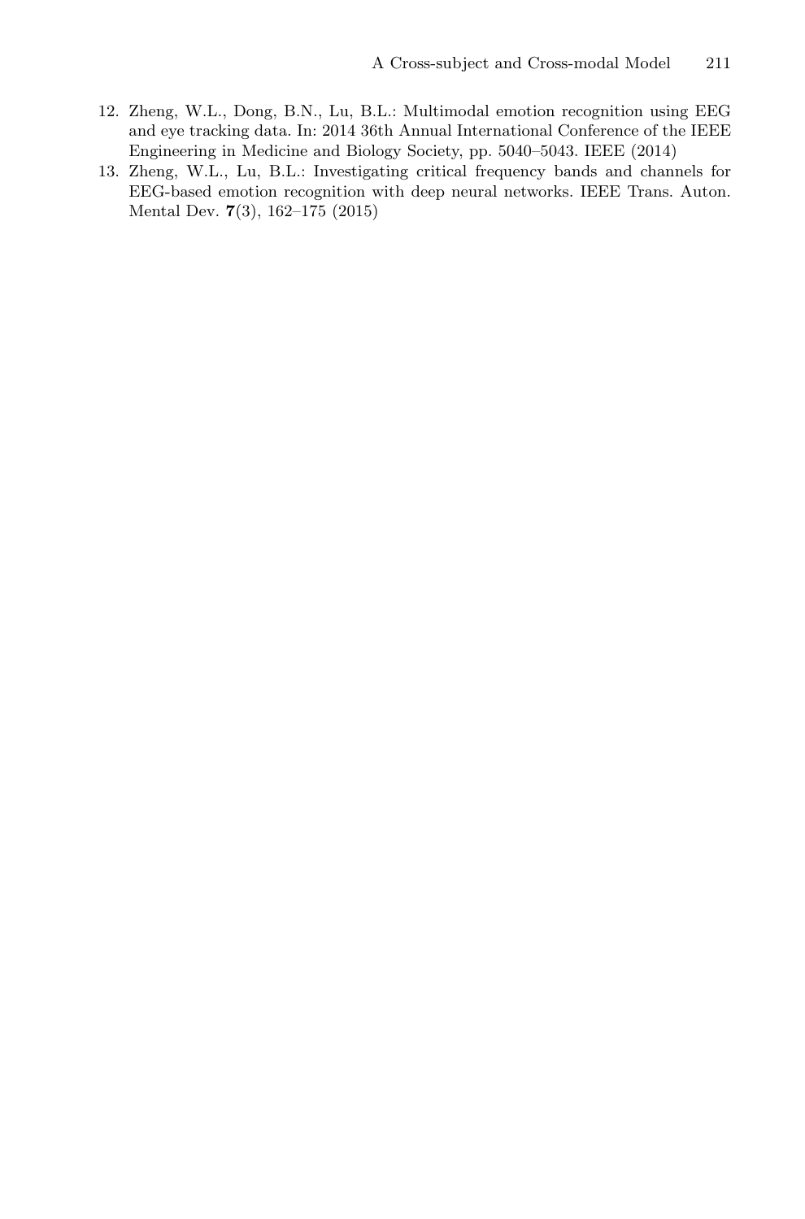12. Zheng, W.L., Dong, B.N., Lu, B.L.: Multimodal emotion recognition using EEG and eye tracking data. In: 2014 36th Annual International Conference of the IEEE Engineering in Medicine and Biology Society, pp. 5040–5043. IEEE (2014)
13. Zheng, W.L., Lu, B.L.: Investigating critical frequency bands and channels for EEG-based emotion recognition with deep neural networks. IEEE Trans. Auton. Mental Dev. **7**(3), 162–175 (2015)